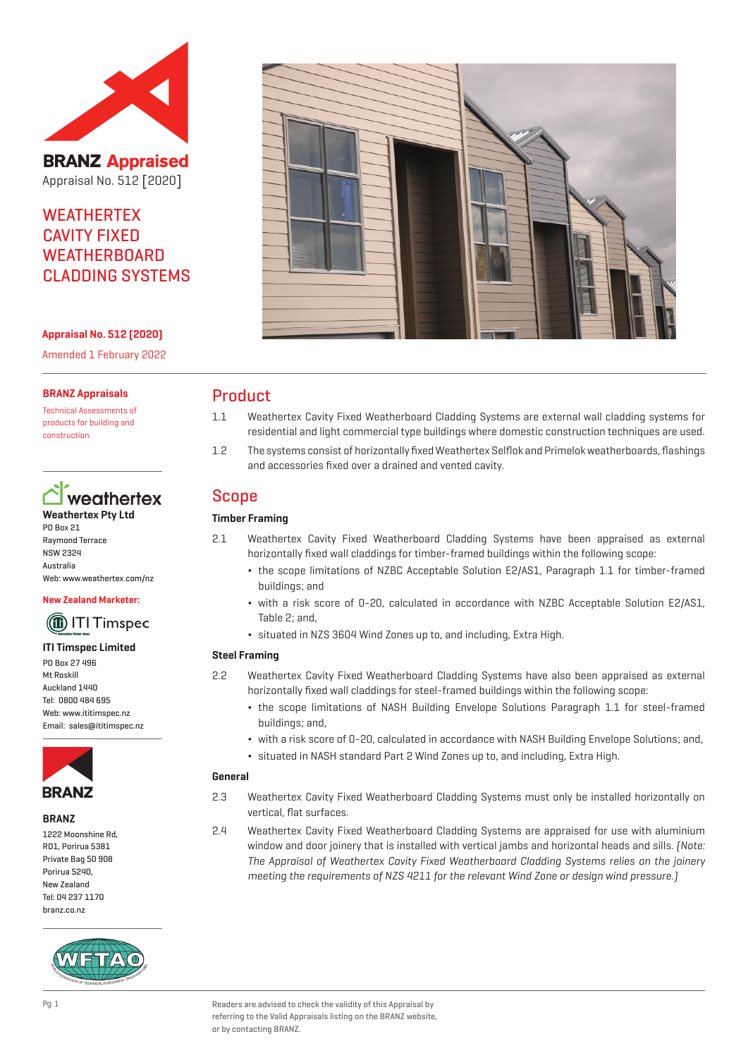**BRANZ Appraised**

Appraisal No. 512 [2020]

# WEATHERTEX CAVITY FIXED WEATHERBOARD CLADDING SYSTEMS

**Appraisal No. 512 (2020)**

Amended 1 February 2022

**BRANZ Appraisals**

Technical Assessments of products for building and construction.

**Weathertex Pty Ltd**
PO Box 21
Raymond Terrace
NSW 2324
Australia
Web: www.weathertex.com/nz

**New Zealand Marketer:**

**ITI Timspec Limited**
PO Box 27 496
Mt Roskill
Auckland 1440
Tel: 0800 484 695
Web: www.ititimspec.nz
Email: sales@ititimspec.nz

**BRANZ**
1222 Moonshine Rd,
RD1, Porirua 5381
Private Bag 50 908
Porirua 5240,
New Zealand
Tel: 04 237 1170
branz.co.nz

## Product

1.1 Weathertex Cavity Fixed Weatherboard Cladding Systems are external wall cladding systems for residential and light commercial type buildings where domestic construction techniques are used.

1.2 The systems consist of horizontally fixed Weathertex Selflok and Primelok weatherboards, flashings and accessories fixed over a drained and vented cavity.

## Scope

### Timber Framing

2.1 Weathertex Cavity Fixed Weatherboard Cladding Systems have been appraised as external horizontally fixed wall claddings for timber-framed buildings within the following scope:

- the scope limitations of NZBC Acceptable Solution E2/AS1, Paragraph 1.1 for timber-framed buildings; and
- with a risk score of 0-20, calculated in accordance with NZBC Acceptable Solution E2/AS1, Table 2; and,
- situated in NZS 3604 Wind Zones up to, and including, Extra High.

### Steel Framing

2.2 Weathertex Cavity Fixed Weatherboard Cladding Systems have also been appraised as external horizontally fixed wall claddings for steel-framed buildings within the following scope:

- the scope limitations of NASH Building Envelope Solutions Paragraph 1.1 for steel-framed buildings; and,
- with a risk score of 0-20, calculated in accordance with NASH Building Envelope Solutions; and,
- situated in NASH standard Part 2 Wind Zones up to, and including, Extra High.

### General

2.3 Weathertex Cavity Fixed Weatherboard Cladding Systems must only be installed horizontally on vertical, flat surfaces.

2.4 Weathertex Cavity Fixed Weatherboard Cladding Systems are appraised for use with aluminium window and door joinery that is installed with vertical jambs and horizontal heads and sills. *(Note: The Appraisal of Weathertex Cavity Fixed Weatherboard Cladding Systems relies on the joinery meeting the requirements of NZS 4211 for the relevant Wind Zone or design wind pressure.)*

Readers are advised to check the validity of this Appraisal by referring to the Valid Appraisals listing on the BRANZ website, or by contacting BRANZ.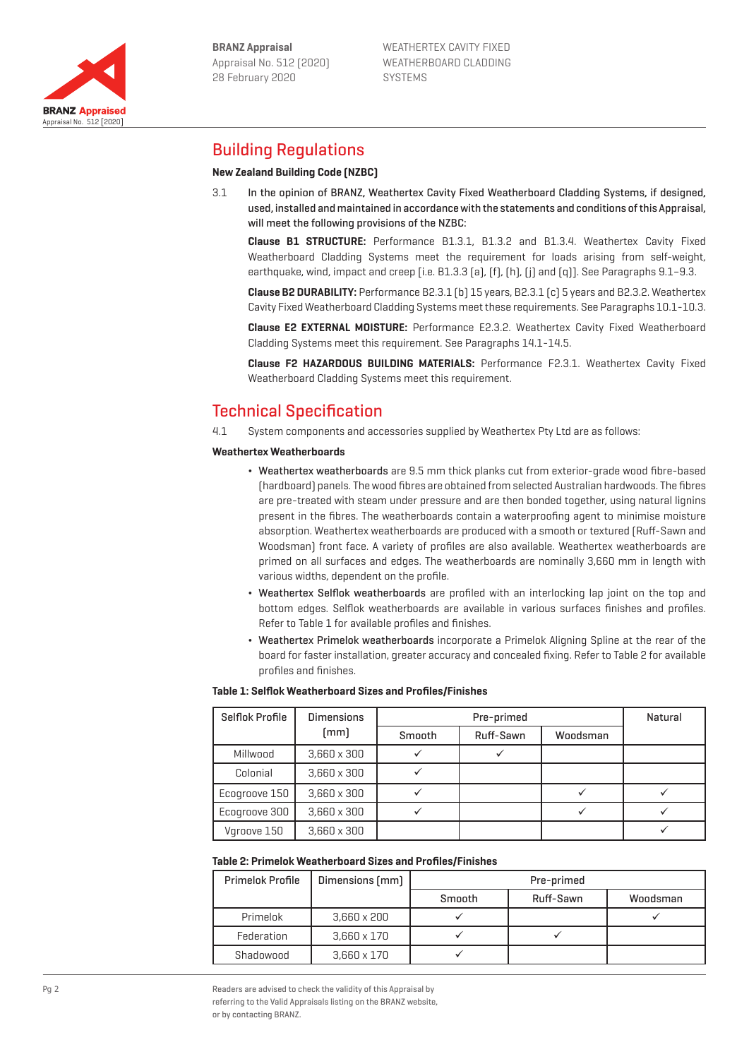## Building Regulations

**New Zealand Building Code (NZBC)**

3.1 In the opinion of BRANZ, Weathertex Cavity Fixed Weatherboard Cladding Systems, if designed, used, installed and maintained in accordance with the statements and conditions of this Appraisal, will meet the following provisions of the NZBC:

**Clause B1 STRUCTURE:** Performance B1.3.1, B1.3.2 and B1.3.4. Weathertex Cavity Fixed Weatherboard Cladding Systems meet the requirement for loads arising from self-weight, earthquake, wind, impact and creep [i.e. B1.3.3 (a), (f), (h), (j) and (q)]. See Paragraphs 9.1–9.3.

**Clause B2 DURABILITY:** Performance B2.3.1 (b) 15 years, B2.3.1 (c) 5 years and B2.3.2. Weathertex Cavity Fixed Weatherboard Cladding Systems meet these requirements. See Paragraphs 10.1-10.3.

**Clause E2 EXTERNAL MOISTURE:** Performance E2.3.2. Weathertex Cavity Fixed Weatherboard Cladding Systems meet this requirement. See Paragraphs 14.1-14.5.

**Clause F2 HAZARDOUS BUILDING MATERIALS:** Performance F2.3.1. Weathertex Cavity Fixed Weatherboard Cladding Systems meet this requirement.

## Technical Specification

4.1 System components and accessories supplied by Weathertex Pty Ltd are as follows:

**Weathertex Weatherboards**

- Weathertex weatherboards are 9.5 mm thick planks cut from exterior-grade wood fibre-based (hardboard) panels. The wood fibres are obtained from selected Australian hardwoods. The fibres are pre-treated with steam under pressure and are then bonded together, using natural lignins present in the fibres. The weatherboards contain a waterproofing agent to minimise moisture absorption. Weathertex weatherboards are produced with a smooth or textured (Ruff-Sawn and Woodsman) front face. A variety of profiles are also available. Weathertex weatherboards are primed on all surfaces and edges. The weatherboards are nominally 3,660 mm in length with various widths, dependent on the profile.
- Weathertex Selflok weatherboards are profiled with an interlocking lap joint on the top and bottom edges. Selflok weatherboards are available in various surfaces finishes and profiles. Refer to Table 1 for available profiles and finishes.
- Weathertex Primelok weatherboards incorporate a Primelok Aligning Spline at the rear of the board for faster installation, greater accuracy and concealed fixing. Refer to Table 2 for available profiles and finishes.

**Table 1: Selflok Weatherboard Sizes and Profiles/Finishes**

| Selflok Profile | Dimensions (mm) | Pre-primed | | | Natural |
|---|---|---|---|---|---|
| | | Smooth | Ruff-Sawn | Woodsman | |
| Millwood | 3,660 x 300 | ✓ | ✓ | | |
| Colonial | 3,660 x 300 | ✓ | | | |
| Ecogroove 150 | 3,660 x 300 | ✓ | | ✓ | ✓ |
| Ecogroove 300 | 3,660 x 300 | ✓ | | ✓ | ✓ |
| Vgroove 150 | 3,660 x 300 | | | | ✓ |

**Table 2: Primelok Weatherboard Sizes and Profiles/Finishes**

| Primelok Profile | Dimensions (mm) | Pre-primed | | |
|---|---|---|---|---|
| | | Smooth | Ruff-Sawn | Woodsman |
| Primelok | 3,660 x 200 | ✓ | | ✓ |
| Federation | 3,660 x 170 | ✓ | ✓ | |
| Shadowood | 3,660 x 170 | ✓ | | |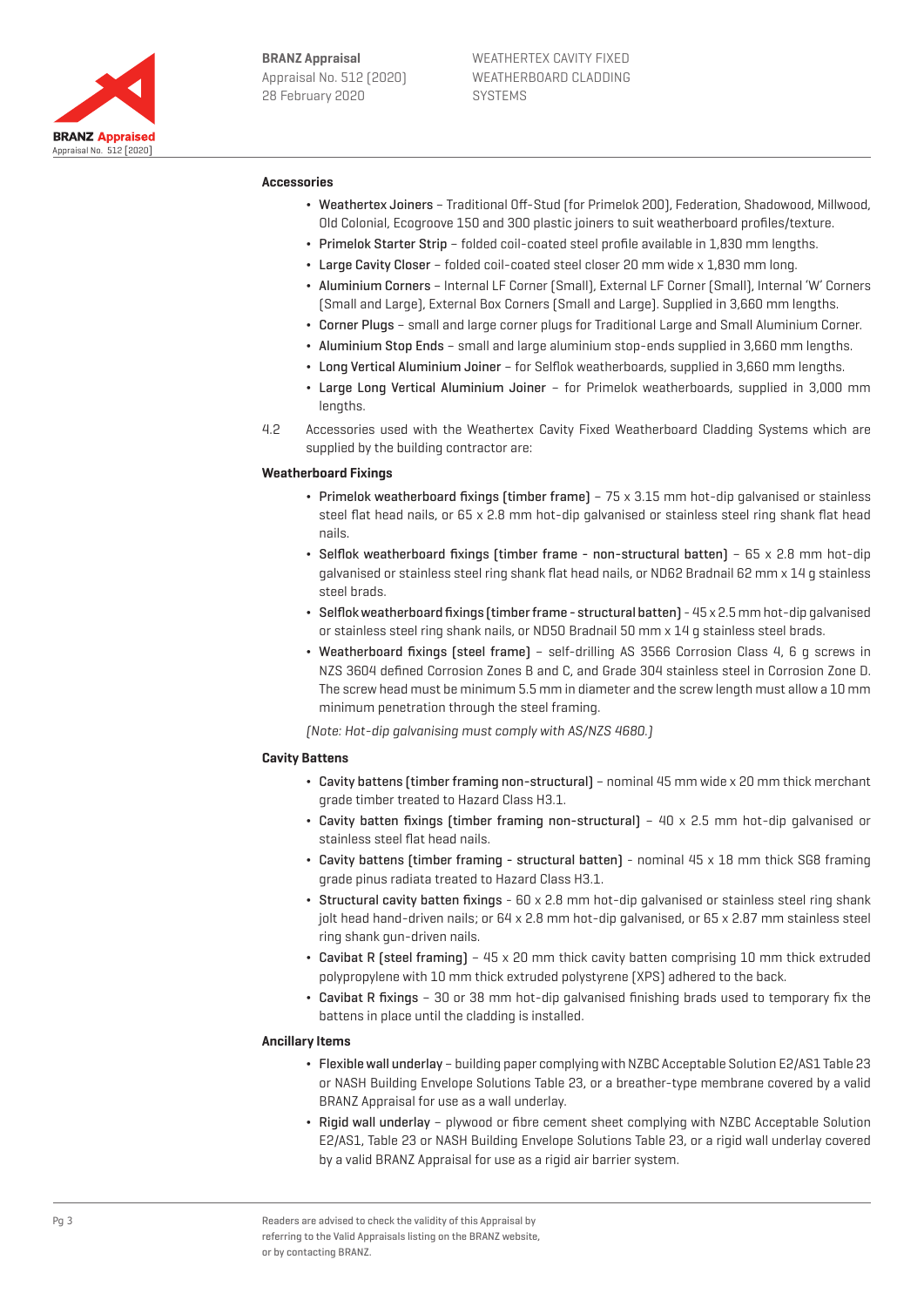**Accessories**

- Weathertex Joiners – Traditional Off-Stud (for Primelok 200), Federation, Shadowood, Millwood, Old Colonial, Ecogroove 150 and 300 plastic joiners to suit weatherboard profiles/texture.
- Primelok Starter Strip – folded coil-coated steel profile available in 1,830 mm lengths.
- Large Cavity Closer – folded coil-coated steel closer 20 mm wide x 1,830 mm long.
- Aluminium Corners – Internal LF Corner (Small), External LF Corner (Small), Internal 'W' Corners (Small and Large), External Box Corners (Small and Large). Supplied in 3,660 mm lengths.
- Corner Plugs – small and large corner plugs for Traditional Large and Small Aluminium Corner.
- Aluminium Stop Ends – small and large aluminium stop-ends supplied in 3,660 mm lengths.
- Long Vertical Aluminium Joiner – for Selflok weatherboards, supplied in 3,660 mm lengths.
- Large Long Vertical Aluminium Joiner – for Primelok weatherboards, supplied in 3,000 mm lengths.

4.2 Accessories used with the Weathertex Cavity Fixed Weatherboard Cladding Systems which are supplied by the building contractor are:

**Weatherboard Fixings**

- Primelok weatherboard fixings (timber frame) – 75 x 3.15 mm hot-dip galvanised or stainless steel flat head nails, or 65 x 2.8 mm hot-dip galvanised or stainless steel ring shank flat head nails.
- Selflok weatherboard fixings (timber frame - non-structural batten) – 65 x 2.8 mm hot-dip galvanised or stainless steel ring shank flat head nails, or ND62 Bradnail 62 mm x 14 g stainless steel brads.
- Selflok weatherboard fixings (timber frame - structural batten) - 45 x 2.5 mm hot-dip galvanised or stainless steel ring shank nails, or ND50 Bradnail 50 mm x 14 g stainless steel brads.
- Weatherboard fixings (steel frame) – self-drilling AS 3566 Corrosion Class 4, 6 g screws in NZS 3604 defined Corrosion Zones B and C, and Grade 304 stainless steel in Corrosion Zone D. The screw head must be minimum 5.5 mm in diameter and the screw length must allow a 10 mm minimum penetration through the steel framing.

*(Note: Hot-dip galvanising must comply with AS/NZS 4680.)*

**Cavity Battens**

- Cavity battens (timber framing non-structural) – nominal 45 mm wide x 20 mm thick merchant grade timber treated to Hazard Class H3.1.
- Cavity batten fixings (timber framing non-structural) – 40 x 2.5 mm hot-dip galvanised or stainless steel flat head nails.
- Cavity battens (timber framing - structural batten) - nominal 45 x 18 mm thick SG8 framing grade pinus radiata treated to Hazard Class H3.1.
- Structural cavity batten fixings - 60 x 2.8 mm hot-dip galvanised or stainless steel ring shank jolt head hand-driven nails; or 64 x 2.8 mm hot-dip galvanised, or 65 x 2.87 mm stainless steel ring shank gun-driven nails.
- Cavibat R (steel framing) – 45 x 20 mm thick cavity batten comprising 10 mm thick extruded polypropylene with 10 mm thick extruded polystyrene (XPS) adhered to the back.
- Cavibat R fixings – 30 or 38 mm hot-dip galvanised finishing brads used to temporary fix the battens in place until the cladding is installed.

**Ancillary Items**

- Flexible wall underlay – building paper complying with NZBC Acceptable Solution E2/AS1 Table 23 or NASH Building Envelope Solutions Table 23, or a breather-type membrane covered by a valid BRANZ Appraisal for use as a wall underlay.
- Rigid wall underlay – plywood or fibre cement sheet complying with NZBC Acceptable Solution E2/AS1, Table 23 or NASH Building Envelope Solutions Table 23, or a rigid wall underlay covered by a valid BRANZ Appraisal for use as a rigid air barrier system.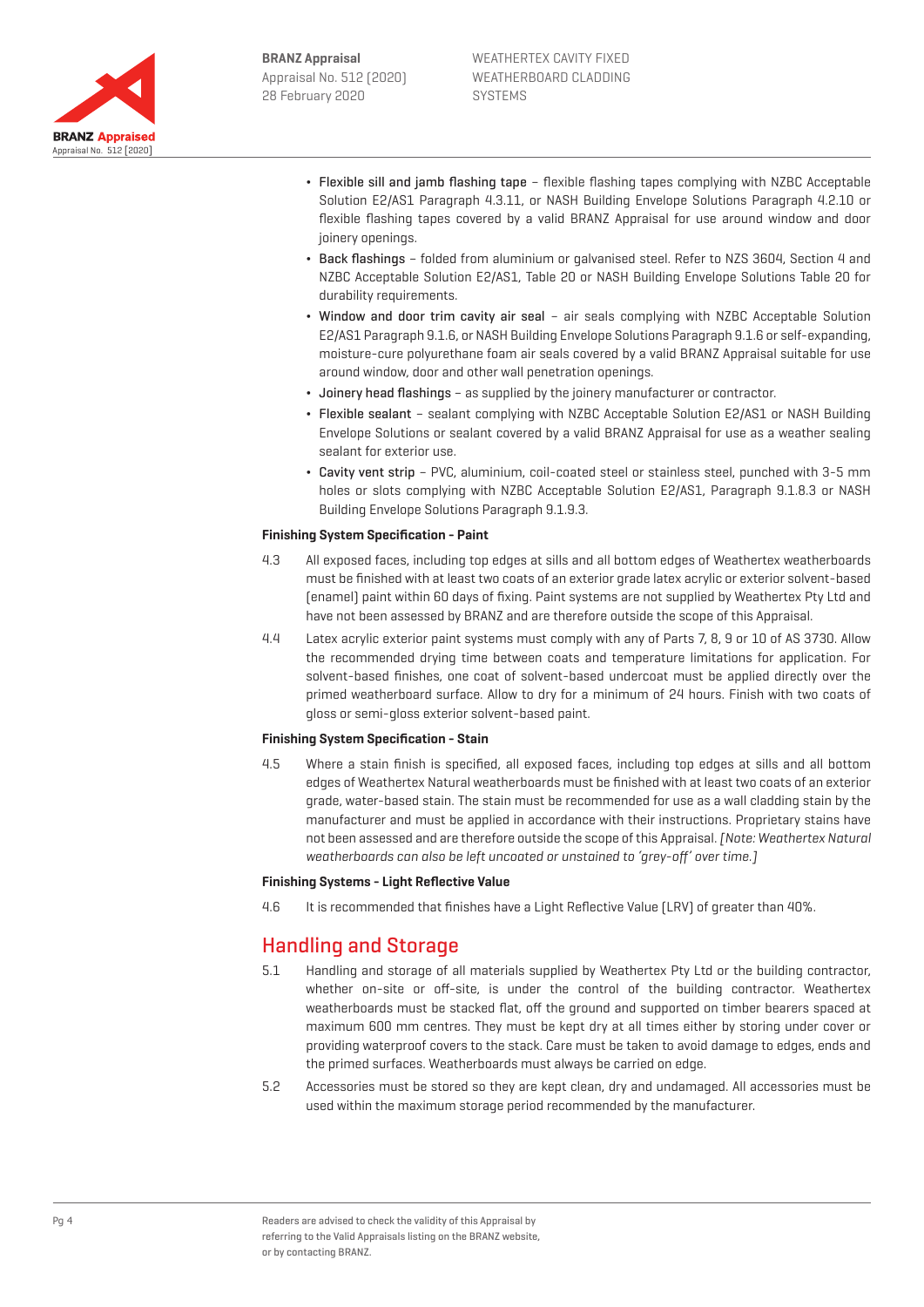- **Flexible sill and jamb flashing tape** – flexible flashing tapes complying with NZBC Acceptable Solution E2/AS1 Paragraph 4.3.11, or NASH Building Envelope Solutions Paragraph 4.2.10 or flexible flashing tapes covered by a valid BRANZ Appraisal for use around window and door joinery openings.
- **Back flashings** – folded from aluminium or galvanised steel. Refer to NZS 3604, Section 4 and NZBC Acceptable Solution E2/AS1, Table 20 or NASH Building Envelope Solutions Table 20 for durability requirements.
- **Window and door trim cavity air seal** – air seals complying with NZBC Acceptable Solution E2/AS1 Paragraph 9.1.6, or NASH Building Envelope Solutions Paragraph 9.1.6 or self-expanding, moisture-cure polyurethane foam air seals covered by a valid BRANZ Appraisal suitable for use around window, door and other wall penetration openings.
- **Joinery head flashings** – as supplied by the joinery manufacturer or contractor.
- **Flexible sealant** – sealant complying with NZBC Acceptable Solution E2/AS1 or NASH Building Envelope Solutions or sealant covered by a valid BRANZ Appraisal for use as a weather sealing sealant for exterior use.
- **Cavity vent strip** – PVC, aluminium, coil-coated steel or stainless steel, punched with 3-5 mm holes or slots complying with NZBC Acceptable Solution E2/AS1, Paragraph 9.1.8.3 or NASH Building Envelope Solutions Paragraph 9.1.9.3.

**Finishing System Specification - Paint**

4.3 All exposed faces, including top edges at sills and all bottom edges of Weathertex weatherboards must be finished with at least two coats of an exterior grade latex acrylic or exterior solvent-based (enamel) paint within 60 days of fixing. Paint systems are not supplied by Weathertex Pty Ltd and have not been assessed by BRANZ and are therefore outside the scope of this Appraisal.

4.4 Latex acrylic exterior paint systems must comply with any of Parts 7, 8, 9 or 10 of AS 3730. Allow the recommended drying time between coats and temperature limitations for application. For solvent-based finishes, one coat of solvent-based undercoat must be applied directly over the primed weatherboard surface. Allow to dry for a minimum of 24 hours. Finish with two coats of gloss or semi-gloss exterior solvent-based paint.

**Finishing System Specification - Stain**

4.5 Where a stain finish is specified, all exposed faces, including top edges at sills and all bottom edges of Weathertex Natural weatherboards must be finished with at least two coats of an exterior grade, water-based stain. The stain must be recommended for use as a wall cladding stain by the manufacturer and must be applied in accordance with their instructions. Proprietary stains have not been assessed and are therefore outside the scope of this Appraisal. *[Note: Weathertex Natural weatherboards can also be left uncoated or unstained to 'grey-off' over time.]*

**Finishing Systems - Light Reflective Value**

4.6 It is recommended that finishes have a Light Reflective Value (LRV) of greater than 40%.

## Handling and Storage

5.1 Handling and storage of all materials supplied by Weathertex Pty Ltd or the building contractor, whether on-site or off-site, is under the control of the building contractor. Weathertex weatherboards must be stacked flat, off the ground and supported on timber bearers spaced at maximum 600 mm centres. They must be kept dry at all times either by storing under cover or providing waterproof covers to the stack. Care must be taken to avoid damage to edges, ends and the primed surfaces. Weatherboards must always be carried on edge.

5.2 Accessories must be stored so they are kept clean, dry and undamaged. All accessories must be used within the maximum storage period recommended by the manufacturer.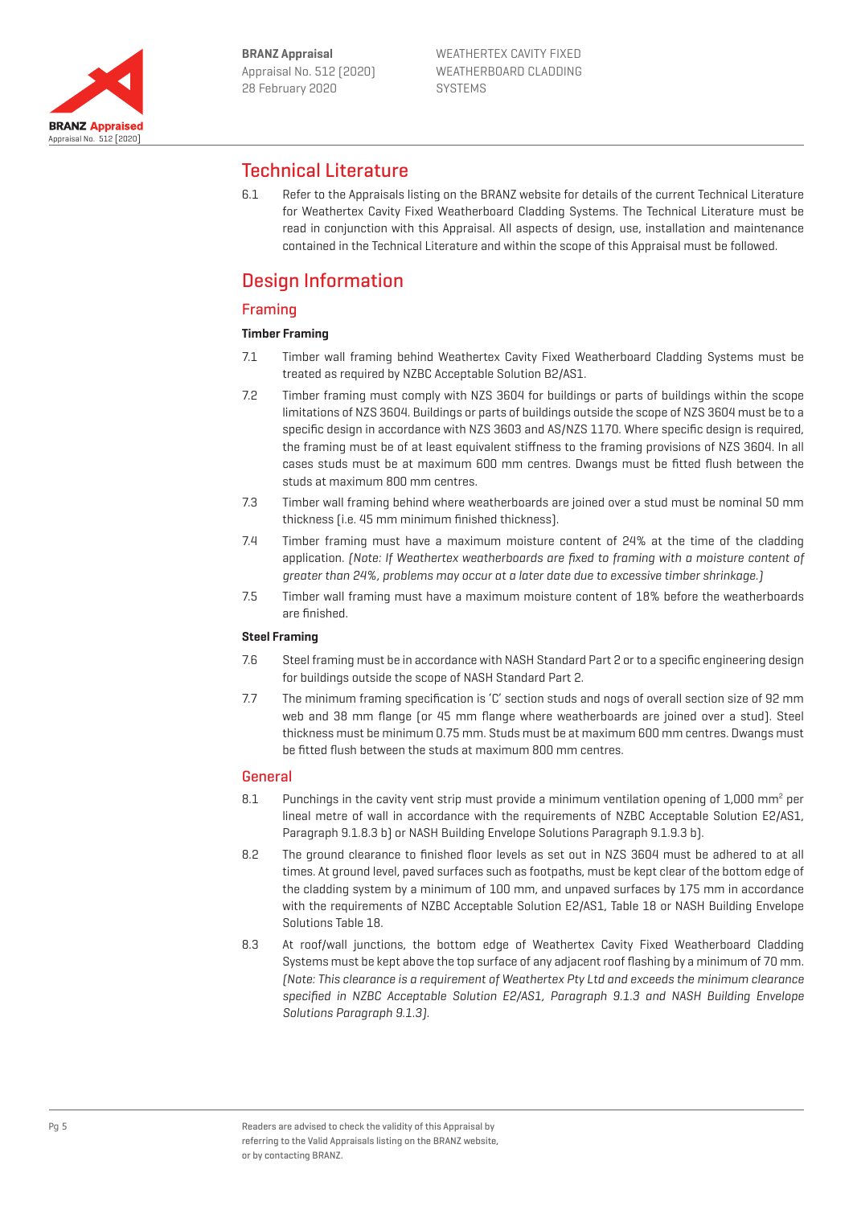## Technical Literature

6.1 Refer to the Appraisals listing on the BRANZ website for details of the current Technical Literature for Weathertex Cavity Fixed Weatherboard Cladding Systems. The Technical Literature must be read in conjunction with this Appraisal. All aspects of design, use, installation and maintenance contained in the Technical Literature and within the scope of this Appraisal must be followed.

## Design Information

### Framing

#### Timber Framing

7.1 Timber wall framing behind Weathertex Cavity Fixed Weatherboard Cladding Systems must be treated as required by NZBC Acceptable Solution B2/AS1.

7.2 Timber framing must comply with NZS 3604 for buildings or parts of buildings within the scope limitations of NZS 3604. Buildings or parts of buildings outside the scope of NZS 3604 must be to a specific design in accordance with NZS 3603 and AS/NZS 1170. Where specific design is required, the framing must be of at least equivalent stiffness to the framing provisions of NZS 3604. In all cases studs must be at maximum 600 mm centres. Dwangs must be fitted flush between the studs at maximum 800 mm centres.

7.3 Timber wall framing behind where weatherboards are joined over a stud must be nominal 50 mm thickness (i.e. 45 mm minimum finished thickness).

7.4 Timber framing must have a maximum moisture content of 24% at the time of the cladding application. *(Note: If Weathertex weatherboards are fixed to framing with a moisture content of greater than 24%, problems may occur at a later date due to excessive timber shrinkage.)*

7.5 Timber wall framing must have a maximum moisture content of 18% before the weatherboards are finished.

#### Steel Framing

7.6 Steel framing must be in accordance with NASH Standard Part 2 or to a specific engineering design for buildings outside the scope of NASH Standard Part 2.

7.7 The minimum framing specification is 'C' section studs and nogs of overall section size of 92 mm web and 38 mm flange (or 45 mm flange where weatherboards are joined over a stud). Steel thickness must be minimum 0.75 mm. Studs must be at maximum 600 mm centres. Dwangs must be fitted flush between the studs at maximum 800 mm centres.

### General

8.1 Punchings in the cavity vent strip must provide a minimum ventilation opening of 1,000 mm$^2$ per lineal metre of wall in accordance with the requirements of NZBC Acceptable Solution E2/AS1, Paragraph 9.1.8.3 b) or NASH Building Envelope Solutions Paragraph 9.1.9.3 b).

8.2 The ground clearance to finished floor levels as set out in NZS 3604 must be adhered to at all times. At ground level, paved surfaces such as footpaths, must be kept clear of the bottom edge of the cladding system by a minimum of 100 mm, and unpaved surfaces by 175 mm in accordance with the requirements of NZBC Acceptable Solution E2/AS1, Table 18 or NASH Building Envelope Solutions Table 18.

8.3 At roof/wall junctions, the bottom edge of Weathertex Cavity Fixed Weatherboard Cladding Systems must be kept above the top surface of any adjacent roof flashing by a minimum of 70 mm. *(Note: This clearance is a requirement of Weathertex Pty Ltd and exceeds the minimum clearance specified in NZBC Acceptable Solution E2/AS1, Paragraph 9.1.3 and NASH Building Envelope Solutions Paragraph 9.1.3).*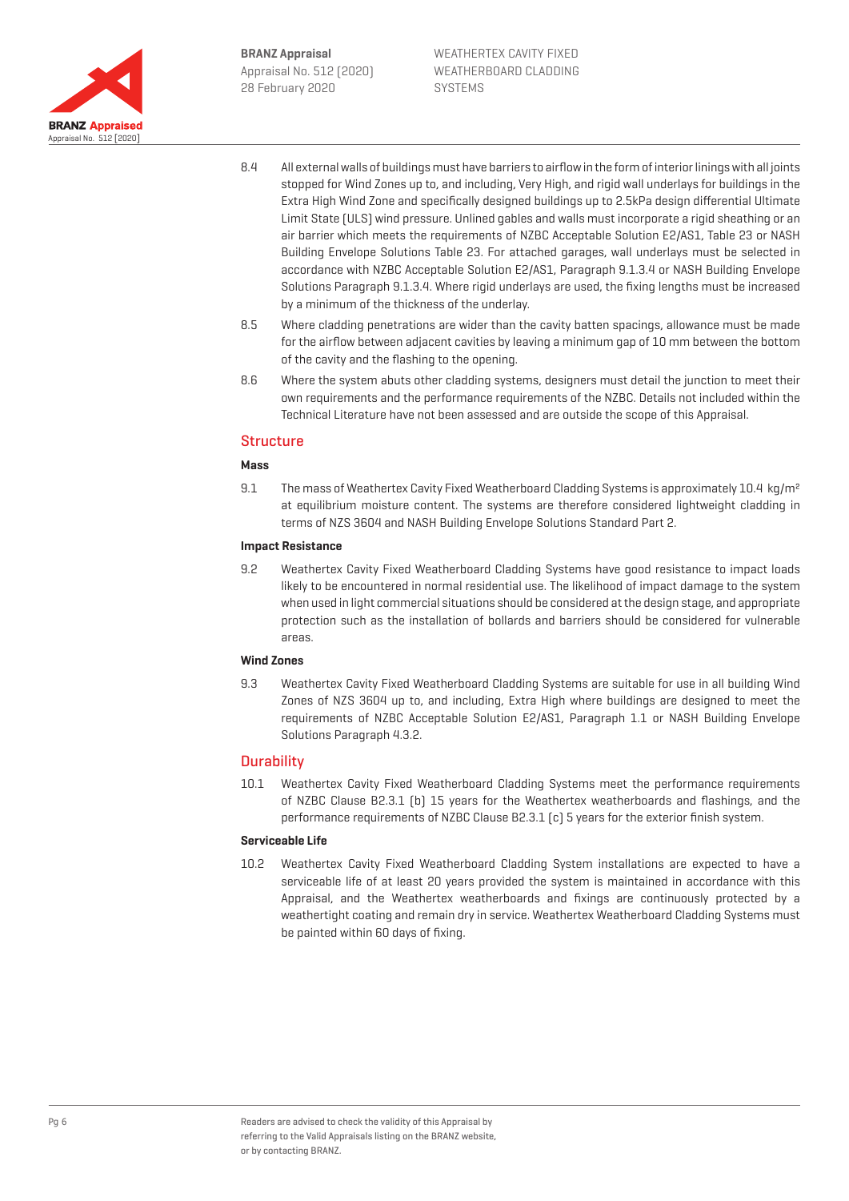8.4 All external walls of buildings must have barriers to airflow in the form of interior linings with all joints stopped for Wind Zones up to, and including, Very High, and rigid wall underlays for buildings in the Extra High Wind Zone and specifically designed buildings up to 2.5kPa design differential Ultimate Limit State (ULS) wind pressure. Unlined gables and walls must incorporate a rigid sheathing or an air barrier which meets the requirements of NZBC Acceptable Solution E2/AS1, Table 23 or NASH Building Envelope Solutions Table 23. For attached garages, wall underlays must be selected in accordance with NZBC Acceptable Solution E2/AS1, Paragraph 9.1.3.4 or NASH Building Envelope Solutions Paragraph 9.1.3.4. Where rigid underlays are used, the fixing lengths must be increased by a minimum of the thickness of the underlay.

8.5 Where cladding penetrations are wider than the cavity batten spacings, allowance must be made for the airflow between adjacent cavities by leaving a minimum gap of 10 mm between the bottom of the cavity and the flashing to the opening.

8.6 Where the system abuts other cladding systems, designers must detail the junction to meet their own requirements and the performance requirements of the NZBC. Details not included within the Technical Literature have not been assessed and are outside the scope of this Appraisal.

## Structure

**Mass**

9.1 The mass of Weathertex Cavity Fixed Weatherboard Cladding Systems is approximately 10.4 kg/m² at equilibrium moisture content. The systems are therefore considered lightweight cladding in terms of NZS 3604 and NASH Building Envelope Solutions Standard Part 2.

**Impact Resistance**

9.2 Weathertex Cavity Fixed Weatherboard Cladding Systems have good resistance to impact loads likely to be encountered in normal residential use. The likelihood of impact damage to the system when used in light commercial situations should be considered at the design stage, and appropriate protection such as the installation of bollards and barriers should be considered for vulnerable areas.

**Wind Zones**

9.3 Weathertex Cavity Fixed Weatherboard Cladding Systems are suitable for use in all building Wind Zones of NZS 3604 up to, and including, Extra High where buildings are designed to meet the requirements of NZBC Acceptable Solution E2/AS1, Paragraph 1.1 or NASH Building Envelope Solutions Paragraph 4.3.2.

## Durability

10.1 Weathertex Cavity Fixed Weatherboard Cladding Systems meet the performance requirements of NZBC Clause B2.3.1 (b) 15 years for the Weathertex weatherboards and flashings, and the performance requirements of NZBC Clause B2.3.1 (c) 5 years for the exterior finish system.

**Serviceable Life**

10.2 Weathertex Cavity Fixed Weatherboard Cladding System installations are expected to have a serviceable life of at least 20 years provided the system is maintained in accordance with this Appraisal, and the Weathertex weatherboards and fixings are continuously protected by a weathertight coating and remain dry in service. Weathertex Weatherboard Cladding Systems must be painted within 60 days of fixing.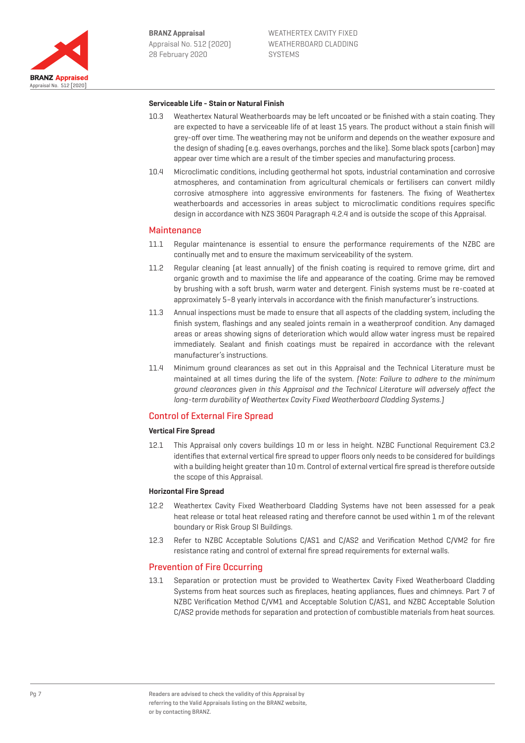### Serviceable Life - Stain or Natural Finish

10.3 Weathertex Natural Weatherboards may be left uncoated or be finished with a stain coating. They are expected to have a serviceable life of at least 15 years. The product without a stain finish will grey-off over time. The weathering may not be uniform and depends on the weather exposure and the design of shading (e.g. eaves overhangs, porches and the like). Some black spots (carbon) may appear over time which are a result of the timber species and manufacturing process.

10.4 Microclimatic conditions, including geothermal hot spots, industrial contamination and corrosive atmospheres, and contamination from agricultural chemicals or fertilisers can convert mildly corrosive atmosphere into aggressive environments for fasteners. The fixing of Weathertex weatherboards and accessories in areas subject to microclimatic conditions requires specific design in accordance with NZS 3604 Paragraph 4.2.4 and is outside the scope of this Appraisal.

## Maintenance

11.1 Regular maintenance is essential to ensure the performance requirements of the NZBC are continually met and to ensure the maximum serviceability of the system.

11.2 Regular cleaning (at least annually) of the finish coating is required to remove grime, dirt and organic growth and to maximise the life and appearance of the coating. Grime may be removed by brushing with a soft brush, warm water and detergent. Finish systems must be re-coated at approximately 5–8 yearly intervals in accordance with the finish manufacturer's instructions.

11.3 Annual inspections must be made to ensure that all aspects of the cladding system, including the finish system, flashings and any sealed joints remain in a weatherproof condition. Any damaged areas or areas showing signs of deterioration which would allow water ingress must be repaired immediately. Sealant and finish coatings must be repaired in accordance with the relevant manufacturer's instructions.

11.4 Minimum ground clearances as set out in this Appraisal and the Technical Literature must be maintained at all times during the life of the system. *(Note: Failure to adhere to the minimum ground clearances given in this Appraisal and the Technical Literature will adversely affect the long-term durability of Weathertex Cavity Fixed Weatherboard Cladding Systems.)*

## Control of External Fire Spread

### Vertical Fire Spread

12.1 This Appraisal only covers buildings 10 m or less in height. NZBC Functional Requirement C3.2 identifies that external vertical fire spread to upper floors only needs to be considered for buildings with a building height greater than 10 m. Control of external vertical fire spread is therefore outside the scope of this Appraisal.

### Horizontal Fire Spread

12.2 Weathertex Cavity Fixed Weatherboard Cladding Systems have not been assessed for a peak heat release or total heat released rating and therefore cannot be used within 1 m of the relevant boundary or Risk Group SI Buildings.

12.3 Refer to NZBC Acceptable Solutions C/AS1 and C/AS2 and Verification Method C/VM2 for fire resistance rating and control of external fire spread requirements for external walls.

## Prevention of Fire Occurring

13.1 Separation or protection must be provided to Weathertex Cavity Fixed Weatherboard Cladding Systems from heat sources such as fireplaces, heating appliances, flues and chimneys. Part 7 of NZBC Verification Method C/VM1 and Acceptable Solution C/AS1, and NZBC Acceptable Solution C/AS2 provide methods for separation and protection of combustible materials from heat sources.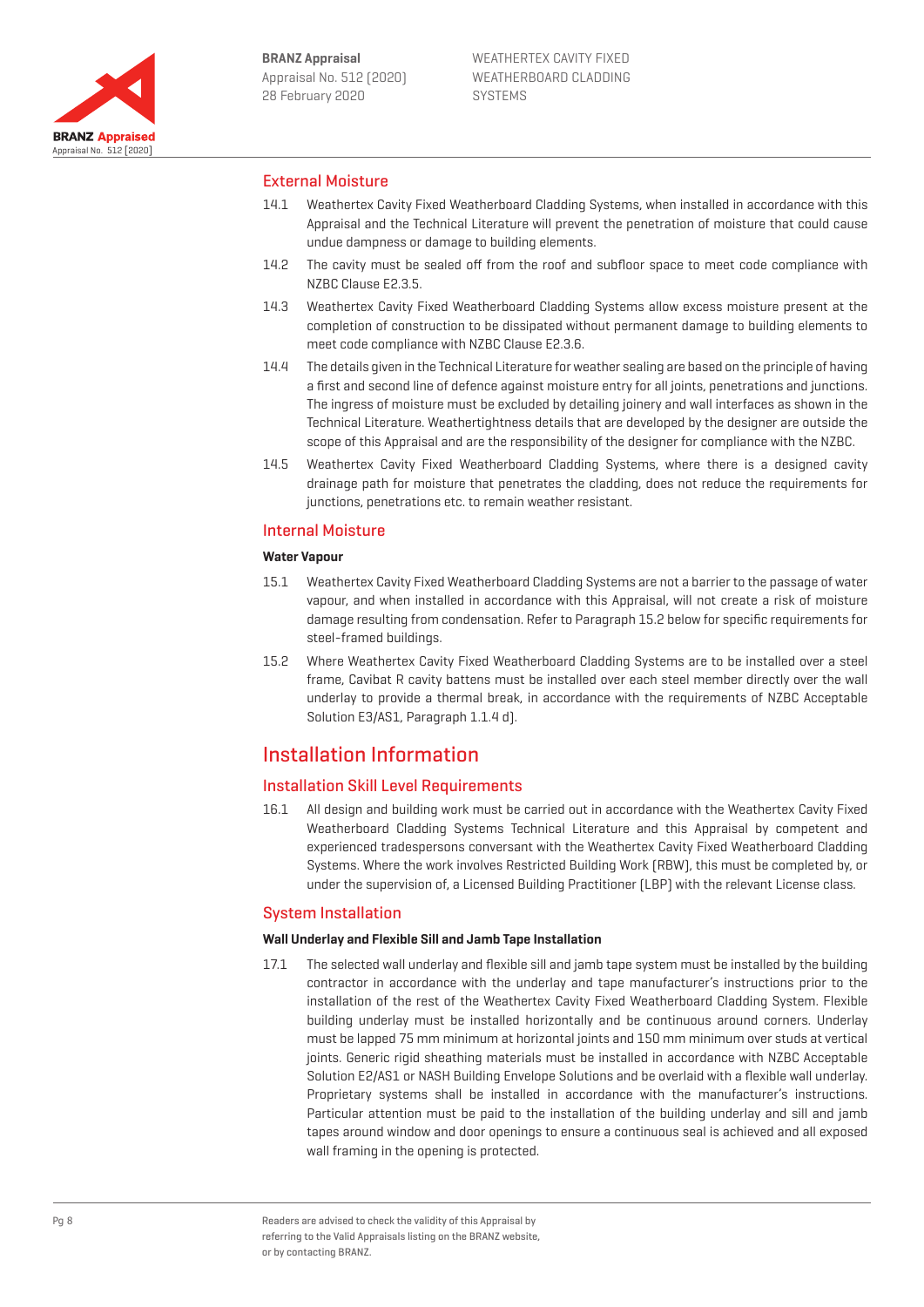## External Moisture

14.1 Weathertex Cavity Fixed Weatherboard Cladding Systems, when installed in accordance with this Appraisal and the Technical Literature will prevent the penetration of moisture that could cause undue dampness or damage to building elements.

14.2 The cavity must be sealed off from the roof and subfloor space to meet code compliance with NZBC Clause E2.3.5.

14.3 Weathertex Cavity Fixed Weatherboard Cladding Systems allow excess moisture present at the completion of construction to be dissipated without permanent damage to building elements to meet code compliance with NZBC Clause E2.3.6.

14.4 The details given in the Technical Literature for weather sealing are based on the principle of having a first and second line of defence against moisture entry for all joints, penetrations and junctions. The ingress of moisture must be excluded by detailing joinery and wall interfaces as shown in the Technical Literature. Weathertightness details that are developed by the designer are outside the scope of this Appraisal and are the responsibility of the designer for compliance with the NZBC.

14.5 Weathertex Cavity Fixed Weatherboard Cladding Systems, where there is a designed cavity drainage path for moisture that penetrates the cladding, does not reduce the requirements for junctions, penetrations etc. to remain weather resistant.

## Internal Moisture

**Water Vapour**

15.1 Weathertex Cavity Fixed Weatherboard Cladding Systems are not a barrier to the passage of water vapour, and when installed in accordance with this Appraisal, will not create a risk of moisture damage resulting from condensation. Refer to Paragraph 15.2 below for specific requirements for steel-framed buildings.

15.2 Where Weathertex Cavity Fixed Weatherboard Cladding Systems are to be installed over a steel frame, Cavibat R cavity battens must be installed over each steel member directly over the wall underlay to provide a thermal break, in accordance with the requirements of NZBC Acceptable Solution E3/AS1, Paragraph 1.1.4 d).

# Installation Information

## Installation Skill Level Requirements

16.1 All design and building work must be carried out in accordance with the Weathertex Cavity Fixed Weatherboard Cladding Systems Technical Literature and this Appraisal by competent and experienced tradespersons conversant with the Weathertex Cavity Fixed Weatherboard Cladding Systems. Where the work involves Restricted Building Work (RBW), this must be completed by, or under the supervision of, a Licensed Building Practitioner (LBP) with the relevant License class.

## System Installation

**Wall Underlay and Flexible Sill and Jamb Tape Installation**

17.1 The selected wall underlay and flexible sill and jamb tape system must be installed by the building contractor in accordance with the underlay and tape manufacturer's instructions prior to the installation of the rest of the Weathertex Cavity Fixed Weatherboard Cladding System. Flexible building underlay must be installed horizontally and be continuous around corners. Underlay must be lapped 75 mm minimum at horizontal joints and 150 mm minimum over studs at vertical joints. Generic rigid sheathing materials must be installed in accordance with NZBC Acceptable Solution E2/AS1 or NASH Building Envelope Solutions and be overlaid with a flexible wall underlay. Proprietary systems shall be installed in accordance with the manufacturer's instructions. Particular attention must be paid to the installation of the building underlay and sill and jamb tapes around window and door openings to ensure a continuous seal is achieved and all exposed wall framing in the opening is protected.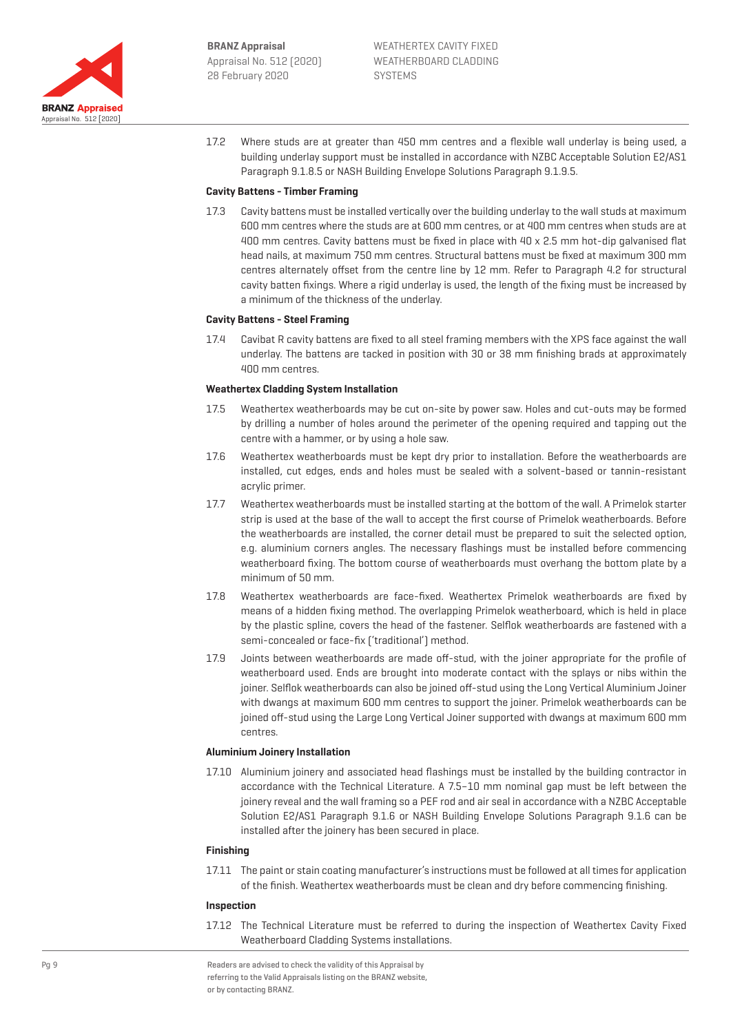17.2 Where studs are at greater than 450 mm centres and a flexible wall underlay is being used, a building underlay support must be installed in accordance with NZBC Acceptable Solution E2/AS1 Paragraph 9.1.8.5 or NASH Building Envelope Solutions Paragraph 9.1.9.5.

**Cavity Battens - Timber Framing**

17.3 Cavity battens must be installed vertically over the building underlay to the wall studs at maximum 600 mm centres where the studs are at 600 mm centres, or at 400 mm centres when studs are at 400 mm centres. Cavity battens must be fixed in place with 40 x 2.5 mm hot-dip galvanised flat head nails, at maximum 750 mm centres. Structural battens must be fixed at maximum 300 mm centres alternately offset from the centre line by 12 mm. Refer to Paragraph 4.2 for structural cavity batten fixings. Where a rigid underlay is used, the length of the fixing must be increased by a minimum of the thickness of the underlay.

**Cavity Battens - Steel Framing**

17.4 Cavibat R cavity battens are fixed to all steel framing members with the XPS face against the wall underlay. The battens are tacked in position with 30 or 38 mm finishing brads at approximately 400 mm centres.

**Weathertex Cladding System Installation**

17.5 Weathertex weatherboards may be cut on-site by power saw. Holes and cut-outs may be formed by drilling a number of holes around the perimeter of the opening required and tapping out the centre with a hammer, or by using a hole saw.

17.6 Weathertex weatherboards must be kept dry prior to installation. Before the weatherboards are installed, cut edges, ends and holes must be sealed with a solvent-based or tannin-resistant acrylic primer.

17.7 Weathertex weatherboards must be installed starting at the bottom of the wall. A Primelok starter strip is used at the base of the wall to accept the first course of Primelok weatherboards. Before the weatherboards are installed, the corner detail must be prepared to suit the selected option, e.g. aluminium corners angles. The necessary flashings must be installed before commencing weatherboard fixing. The bottom course of weatherboards must overhang the bottom plate by a minimum of 50 mm.

17.8 Weathertex weatherboards are face-fixed. Weathertex Primelok weatherboards are fixed by means of a hidden fixing method. The overlapping Primelok weatherboard, which is held in place by the plastic spline, covers the head of the fastener. Selflok weatherboards are fastened with a semi-concealed or face-fix ('traditional') method.

17.9 Joints between weatherboards are made off-stud, with the joiner appropriate for the profile of weatherboard used. Ends are brought into moderate contact with the splays or nibs within the joiner. Selflok weatherboards can also be joined off-stud using the Long Vertical Aluminium Joiner with dwangs at maximum 600 mm centres to support the joiner. Primelok weatherboards can be joined off-stud using the Large Long Vertical Joiner supported with dwangs at maximum 600 mm centres.

**Aluminium Joinery Installation**

17.10 Aluminium joinery and associated head flashings must be installed by the building contractor in accordance with the Technical Literature. A 7.5–10 mm nominal gap must be left between the joinery reveal and the wall framing so a PEF rod and air seal in accordance with a NZBC Acceptable Solution E2/AS1 Paragraph 9.1.6 or NASH Building Envelope Solutions Paragraph 9.1.6 can be installed after the joinery has been secured in place.

**Finishing**

17.11 The paint or stain coating manufacturer's instructions must be followed at all times for application of the finish. Weathertex weatherboards must be clean and dry before commencing finishing.

**Inspection**

17.12 The Technical Literature must be referred to during the inspection of Weathertex Cavity Fixed Weatherboard Cladding Systems installations.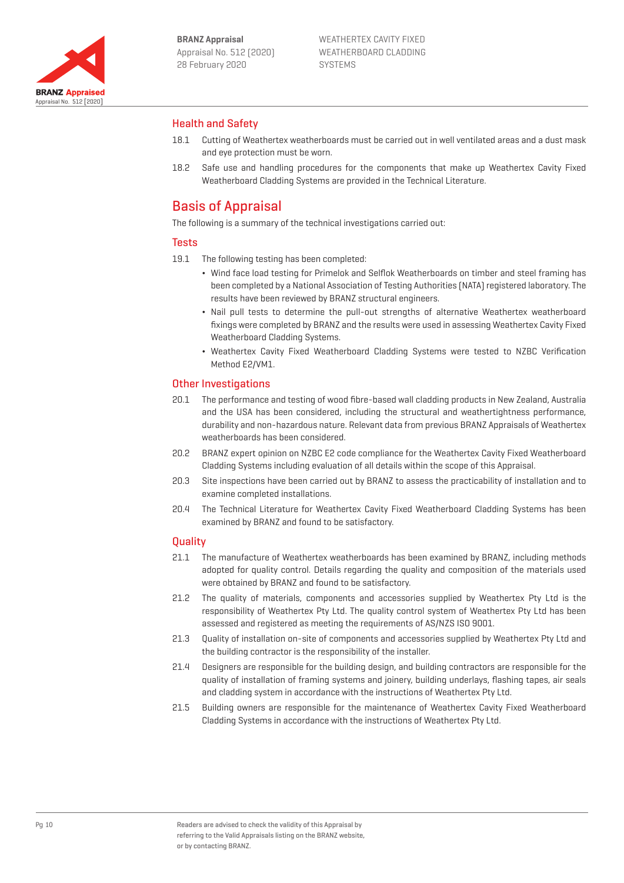## Health and Safety

18.1 Cutting of Weathertex weatherboards must be carried out in well ventilated areas and a dust mask and eye protection must be worn.

18.2 Safe use and handling procedures for the components that make up Weathertex Cavity Fixed Weatherboard Cladding Systems are provided in the Technical Literature.

# Basis of Appraisal

The following is a summary of the technical investigations carried out:

## Tests

19.1 The following testing has been completed:

- Wind face load testing for Primelok and Selflok Weatherboards on timber and steel framing has been completed by a National Association of Testing Authorities (NATA) registered laboratory. The results have been reviewed by BRANZ structural engineers.
- Nail pull tests to determine the pull-out strengths of alternative Weathertex weatherboard fixings were completed by BRANZ and the results were used in assessing Weathertex Cavity Fixed Weatherboard Cladding Systems.
- Weathertex Cavity Fixed Weatherboard Cladding Systems were tested to NZBC Verification Method E2/VM1.

## Other Investigations

20.1 The performance and testing of wood fibre-based wall cladding products in New Zealand, Australia and the USA has been considered, including the structural and weathertightness performance, durability and non-hazardous nature. Relevant data from previous BRANZ Appraisals of Weathertex weatherboards has been considered.

20.2 BRANZ expert opinion on NZBC E2 code compliance for the Weathertex Cavity Fixed Weatherboard Cladding Systems including evaluation of all details within the scope of this Appraisal.

20.3 Site inspections have been carried out by BRANZ to assess the practicability of installation and to examine completed installations.

20.4 The Technical Literature for Weathertex Cavity Fixed Weatherboard Cladding Systems has been examined by BRANZ and found to be satisfactory.

## Quality

21.1 The manufacture of Weathertex weatherboards has been examined by BRANZ, including methods adopted for quality control. Details regarding the quality and composition of the materials used were obtained by BRANZ and found to be satisfactory.

21.2 The quality of materials, components and accessories supplied by Weathertex Pty Ltd is the responsibility of Weathertex Pty Ltd. The quality control system of Weathertex Pty Ltd has been assessed and registered as meeting the requirements of AS/NZS ISO 9001.

21.3 Quality of installation on-site of components and accessories supplied by Weathertex Pty Ltd and the building contractor is the responsibility of the installer.

21.4 Designers are responsible for the building design, and building contractors are responsible for the quality of installation of framing systems and joinery, building underlays, flashing tapes, air seals and cladding system in accordance with the instructions of Weathertex Pty Ltd.

21.5 Building owners are responsible for the maintenance of Weathertex Cavity Fixed Weatherboard Cladding Systems in accordance with the instructions of Weathertex Pty Ltd.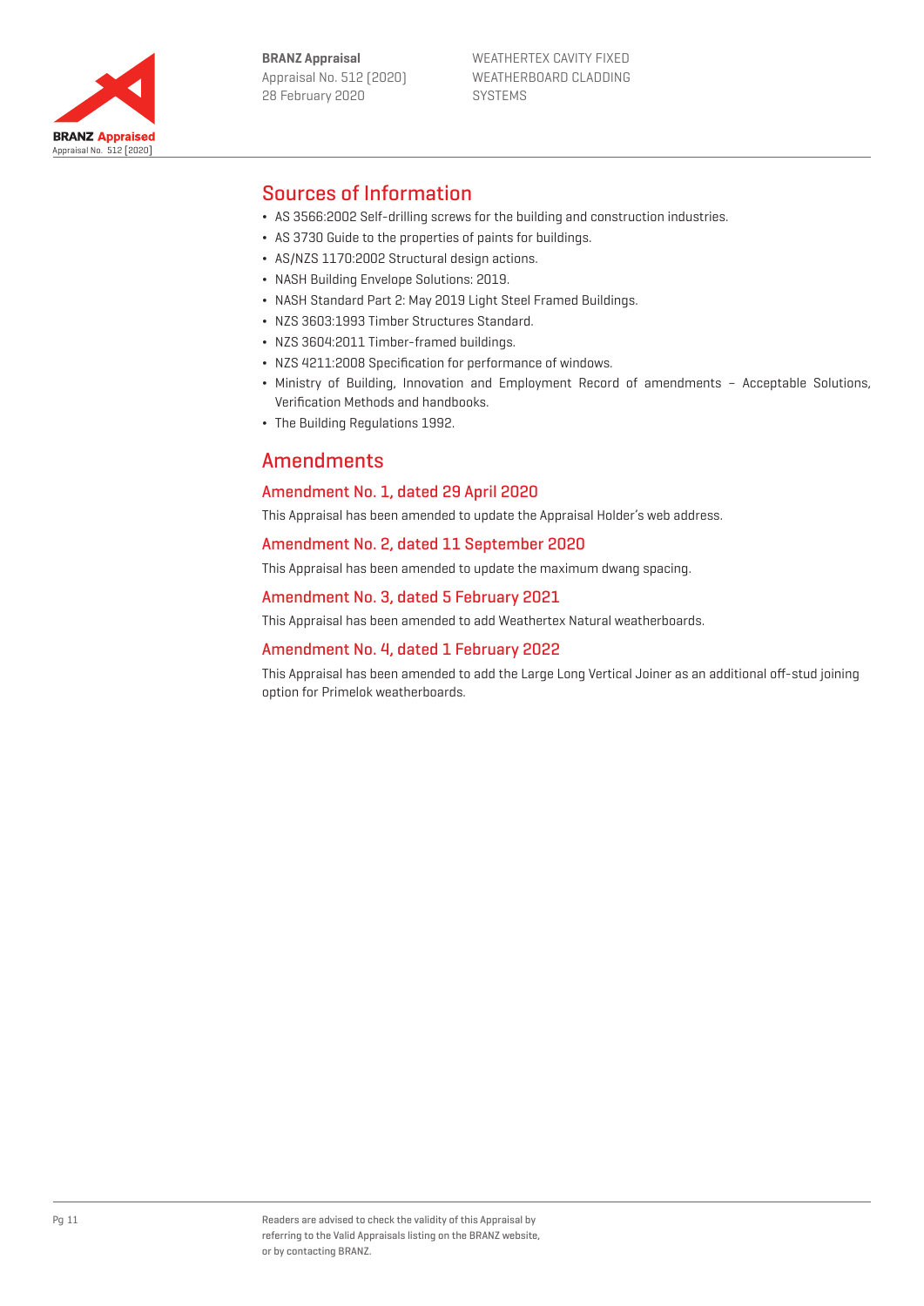## Sources of Information

- AS 3566:2002 Self-drilling screws for the building and construction industries.
- AS 3730 Guide to the properties of paints for buildings.
- AS/NZS 1170:2002 Structural design actions.
- NASH Building Envelope Solutions: 2019.
- NASH Standard Part 2: May 2019 Light Steel Framed Buildings.
- NZS 3603:1993 Timber Structures Standard.
- NZS 3604:2011 Timber-framed buildings.
- NZS 4211:2008 Specification for performance of windows.
- Ministry of Building, Innovation and Employment Record of amendments – Acceptable Solutions, Verification Methods and handbooks.
- The Building Regulations 1992.

## Amendments

### Amendment No. 1, dated 29 April 2020

This Appraisal has been amended to update the Appraisal Holder's web address.

### Amendment No. 2, dated 11 September 2020

This Appraisal has been amended to update the maximum dwang spacing.

### Amendment No. 3, dated 5 February 2021

This Appraisal has been amended to add Weathertex Natural weatherboards.

### Amendment No. 4, dated 1 February 2022

This Appraisal has been amended to add the Large Long Vertical Joiner as an additional off-stud joining option for Primelok weatherboards.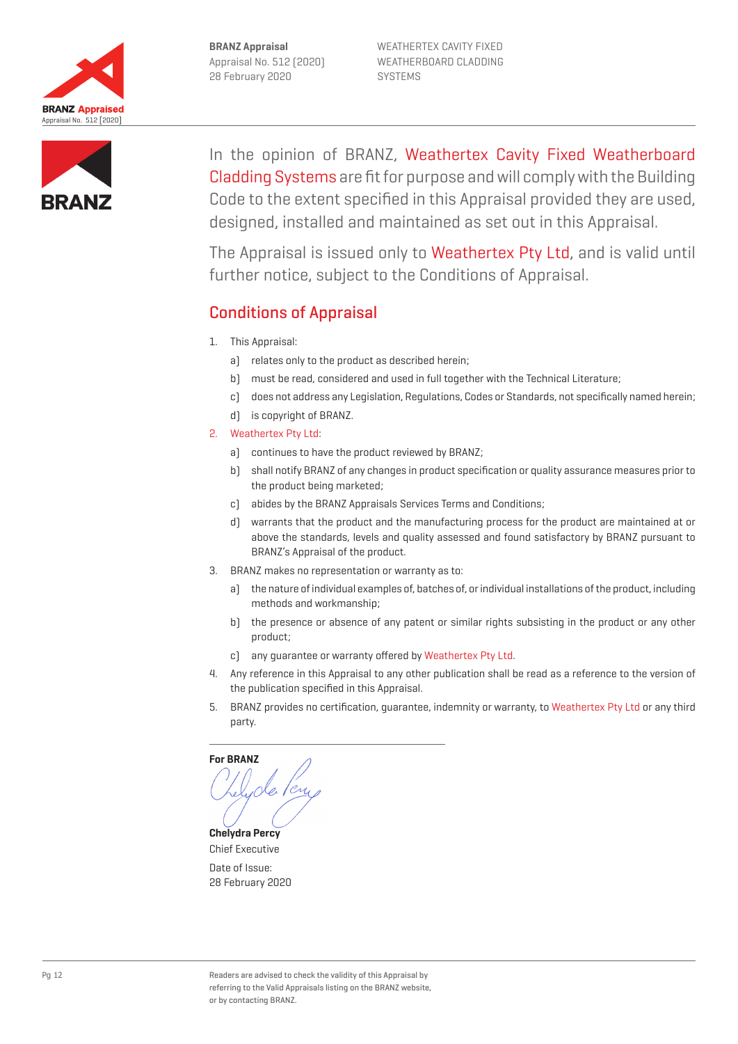In the opinion of BRANZ, Weathertex Cavity Fixed Weatherboard Cladding Systems are fit for purpose and will comply with the Building Code to the extent specified in this Appraisal provided they are used, designed, installed and maintained as set out in this Appraisal.

The Appraisal is issued only to Weathertex Pty Ltd, and is valid until further notice, subject to the Conditions of Appraisal.

## Conditions of Appraisal

1. This Appraisal:
   a) relates only to the product as described herein;
   b) must be read, considered and used in full together with the Technical Literature;
   c) does not address any Legislation, Regulations, Codes or Standards, not specifically named herein;
   d) is copyright of BRANZ.
2. Weathertex Pty Ltd:
   a) continues to have the product reviewed by BRANZ;
   b) shall notify BRANZ of any changes in product specification or quality assurance measures prior to the product being marketed;
   c) abides by the BRANZ Appraisals Services Terms and Conditions;
   d) warrants that the product and the manufacturing process for the product are maintained at or above the standards, levels and quality assessed and found satisfactory by BRANZ pursuant to BRANZ's Appraisal of the product.
3. BRANZ makes no representation or warranty as to:
   a) the nature of individual examples of, batches of, or individual installations of the product, including methods and workmanship;
   b) the presence or absence of any patent or similar rights subsisting in the product or any other product;
   c) any guarantee or warranty offered by Weathertex Pty Ltd.
4. Any reference in this Appraisal to any other publication shall be read as a reference to the version of the publication specified in this Appraisal.
5. BRANZ provides no certification, guarantee, indemnity or warranty, to Weathertex Pty Ltd or any third party.

**For BRANZ**

**Chelydra Percy**
Chief Executive

Date of Issue:
28 February 2020

Readers are advised to check the validity of this Appraisal by referring to the Valid Appraisals listing on the BRANZ website, or by contacting BRANZ.